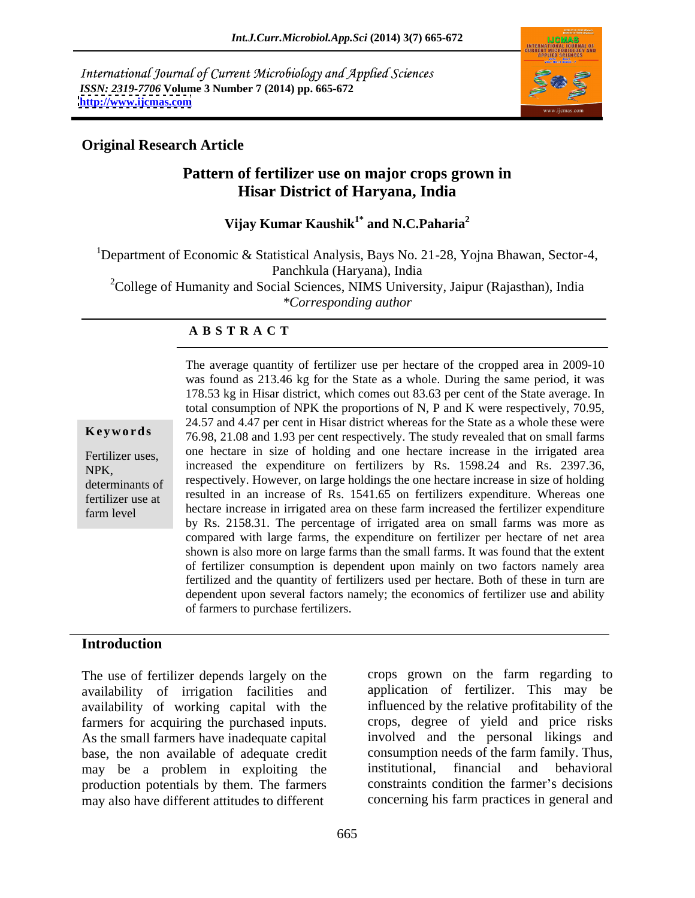International Journal of Current Microbiology and Applied Sciences
*ISSN: 2319-7706* **Volume 3 Number 7 (2014) pp. 665-672**
**http://www.ijcmas.com**

**Original Research Article**

# Pattern of fertilizer use on major crops grown in Hisar District of Haryana, India

**Vijay Kumar Kaushik[1*] and N.C.Paharia[2]**

[1]Department of Economic & Statistical Analysis, Bays No. 21-28, Yojna Bhawan, Sector-4, Panchkula (Haryana), India

[2]College of Humanity and Social Sciences, NIMS University, Jaipur (Rajasthan), India

*\*Corresponding author*

## ABSTRACT

**Keywords**

Fertilizer uses, NPK, determinants of fertilizer use at farm level

The average quantity of fertilizer use per hectare of the cropped area in 2009-10 was found as 213.46 kg for the State as a whole. During the same period, it was 178.53 kg in Hisar district, which comes out 83.63 per cent of the State average. In total consumption of NPK the proportions of N, P and K were respectively, 70.95, 24.57 and 4.47 per cent in Hisar district whereas for the State as a whole these were 76.98, 21.08 and 1.93 per cent respectively. The study revealed that on small farms one hectare in size of holding and one hectare increase in the irrigated area increased the expenditure on fertilizers by Rs. 1598.24 and Rs. 2397.36, respectively. However, on large holdings the one hectare increase in size of holding resulted in an increase of Rs. 1541.65 on fertilizers expenditure. Whereas one hectare increase in irrigated area on these farm increased the fertilizer expenditure by Rs. 2158.31. The percentage of irrigated area on small farms was more as compared with large farms, the expenditure on fertilizer per hectare of net area shown is also more on large farms than the small farms. It was found that the extent of fertilizer consumption is dependent upon mainly on two factors namely area fertilized and the quantity of fertilizers used per hectare. Both of these in turn are dependent upon several factors namely; the economics of fertilizer use and ability of farmers to purchase fertilizers.

## Introduction

The use of fertilizer depends largely on the availability of irrigation facilities and availability of working capital with the farmers for acquiring the purchased inputs. As the small farmers have inadequate capital base, the non available of adequate credit may be a problem in exploiting the production potentials by them. The farmers may also have different attitudes to different crops grown on the farm regarding to application of fertilizer. This may be influenced by the relative profitability of the crops, degree of yield and price risks involved and the personal likings and consumption needs of the farm family. Thus, institutional, financial and behavioral constraints condition the farmer's decisions concerning his farm practices in general and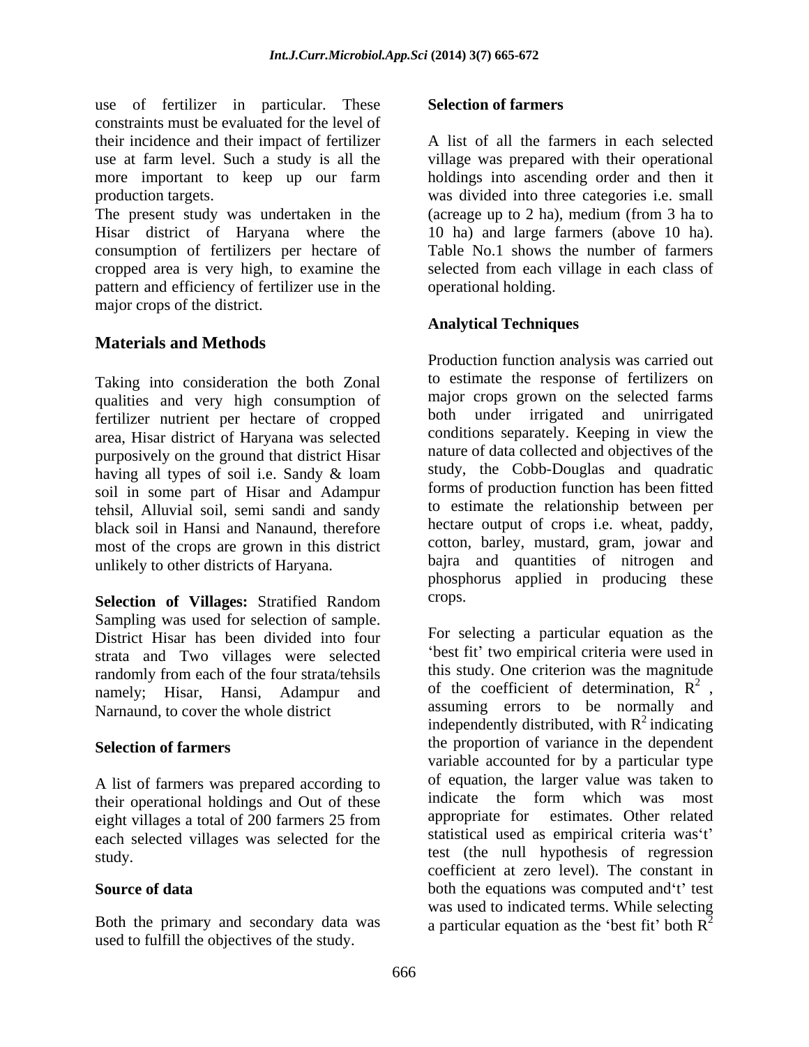use of fertilizer in particular. These constraints must be evaluated for the level of their incidence and their impact of fertilizer use at farm level. Such a study is all the more important to keep up our farm production targets.

The present study was undertaken in the Hisar district of Haryana where the consumption of fertilizers per hectare of cropped area is very high, to examine the pattern and efficiency of fertilizer use in the major crops of the district.

## Materials and Methods

Taking into consideration the both Zonal qualities and very high consumption of fertilizer nutrient per hectare of cropped area, Hisar district of Haryana was selected purposively on the ground that district Hisar having all types of soil i.e. Sandy & loam soil in some part of Hisar and Adampur tehsil, Alluvial soil, semi sandi and sandy black soil in Hansi and Nanaund, therefore most of the crops are grown in this district unlikely to other districts of Haryana.

**Selection of Villages:** Stratified Random Sampling was used for selection of sample. District Hisar has been divided into four strata and Two villages were selected randomly from each of the four strata/tehsils namely; Hisar, Hansi, Adampur and Narnaund, to cover the whole district

### Selection of farmers

A list of farmers was prepared according to their operational holdings and Out of these eight villages a total of 200 farmers 25 from each selected villages was selected for the study.

### Source of data

Both the primary and secondary data was used to fulfill the objectives of the study.

### Selection of farmers

A list of all the farmers in each selected village was prepared with their operational holdings into ascending order and then it was divided into three categories i.e. small (acreage up to 2 ha), medium (from 3 ha to 10 ha) and large farmers (above 10 ha). Table No.1 shows the number of farmers selected from each village in each class of operational holding.

### Analytical Techniques

Production function analysis was carried out to estimate the response of fertilizers on major crops grown on the selected farms both under irrigated and unirrigated conditions separately. Keeping in view the nature of data collected and objectives of the study, the Cobb-Douglas and quadratic forms of production function has been fitted to estimate the relationship between per hectare output of crops i.e. wheat, paddy, cotton, barley, mustard, gram, jowar and bajra and quantities of nitrogen and phosphorus applied in producing these crops.

For selecting a particular equation as the 'best fit' two empirical criteria were used in this study. One criterion was the magnitude of the coefficient of determination, $R^2$ , assuming errors to be normally and independently distributed, with $R^2$ indicating the proportion of variance in the dependent variable accounted for by a particular type of equation, the larger value was taken to indicate the form which was most appropriate for estimates. Other related statistical used as empirical criteria was't' test (the null hypothesis of regression coefficient at zero level). The constant in both the equations was computed and't' test was used to indicated terms. While selecting a particular equation as the 'best fit' both $R^2$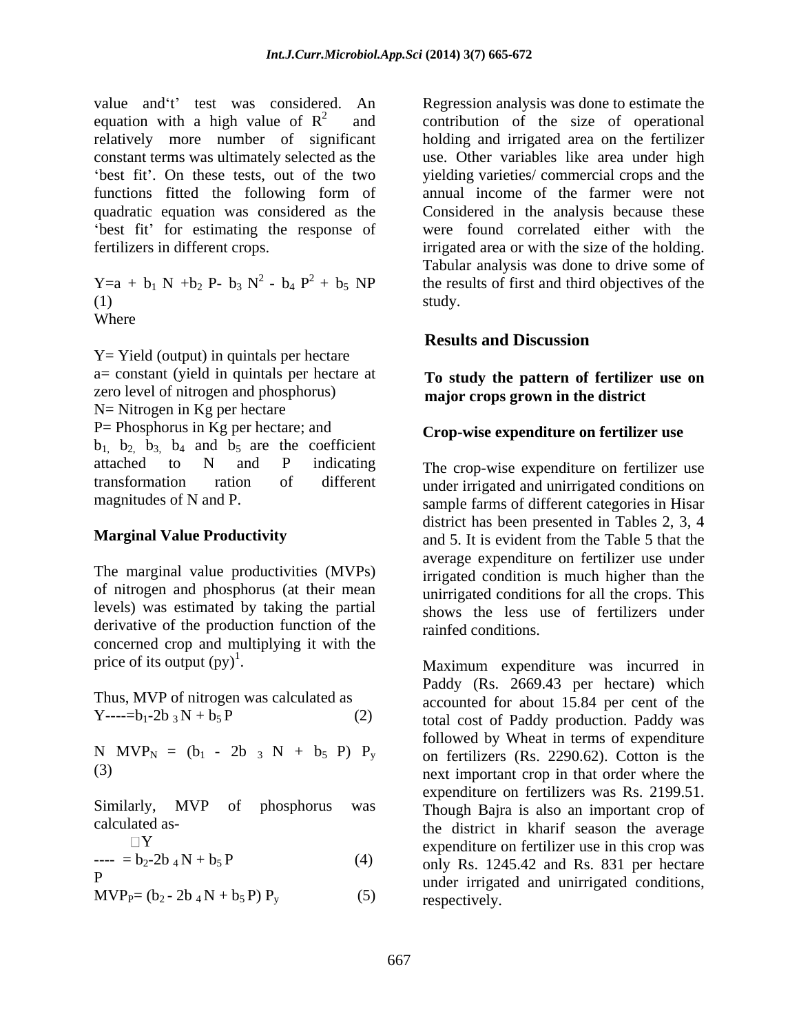value and 't' test was considered. An equation with a high value of $R^2$ and relatively more number of significant constant terms was ultimately selected as the 'best fit'. On these tests, out of the two functions fitted the following form of quadratic equation was considered as the 'best fit' for estimating the response of fertilizers in different crops.

$$Y=a + b_1 N + b_2 P - b_3 N^2 - b_4 P^2 + b_5 NP \quad (1)$$

Where

Y= Yield (output) in quintals per hectare
a= constant (yield in quintals per hectare at zero level of nitrogen and phosphorus)
N= Nitrogen in Kg per hectare
P= Phosphorus in Kg per hectare; and
$b_1$, $b_2$, $b_3$, $b_4$ and $b_5$ are the coefficient attached to N and P indicating transformation ration of different magnitudes of N and P.

**Marginal Value Productivity**

The marginal value productivities (MVPs) of nitrogen and phosphorus (at their mean levels) was estimated by taking the partial derivative of the production function of the concerned crop and multiplying it with the price of its output (py)[1].

Thus, MVP of nitrogen was calculated as

$$Y\text{----}=b_1-2b_3 N + b_5 P \quad (2)$$

$$N \; MVP_N = (b_1 - 2b_3 N + b_5 P) P_y \quad (3)$$

Similarly, MVP of phosphorus was calculated as-

$$\frac{\partial Y}{P} = b_2-2b_4 N + b_5 P \quad (4)$$

$$MVP_P= (b_2 - 2b_4 N + b_5 P) P_y \quad (5)$$

Regression analysis was done to estimate the contribution of the size of operational holding and irrigated area on the fertilizer use. Other variables like area under high yielding varieties/ commercial crops and the annual income of the farmer were not Considered in the analysis because these were found correlated either with the irrigated area or with the size of the holding. Tabular analysis was done to drive some of the results of first and third objectives of the study.

## Results and Discussion

### To study the pattern of fertilizer use on major crops grown in the district

### Crop-wise expenditure on fertilizer use

The crop-wise expenditure on fertilizer use under irrigated and unirrigated conditions on sample farms of different categories in Hisar district has been presented in Tables 2, 3, 4 and 5. It is evident from the Table 5 that the average expenditure on fertilizer use under irrigated condition is much higher than the unirrigated conditions for all the crops. This shows the less use of fertilizers under rainfed conditions.

Maximum expenditure was incurred in Paddy (Rs. 2669.43 per hectare) which accounted for about 15.84 per cent of the total cost of Paddy production. Paddy was followed by Wheat in terms of expenditure on fertilizers (Rs. 2290.62). Cotton is the next important crop in that order where the expenditure on fertilizers was Rs. 2199.51. Though Bajra is also an important crop of the district in kharif season the average expenditure on fertilizer use in this crop was only Rs. 1245.42 and Rs. 831 per hectare under irrigated and unirrigated conditions, respectively.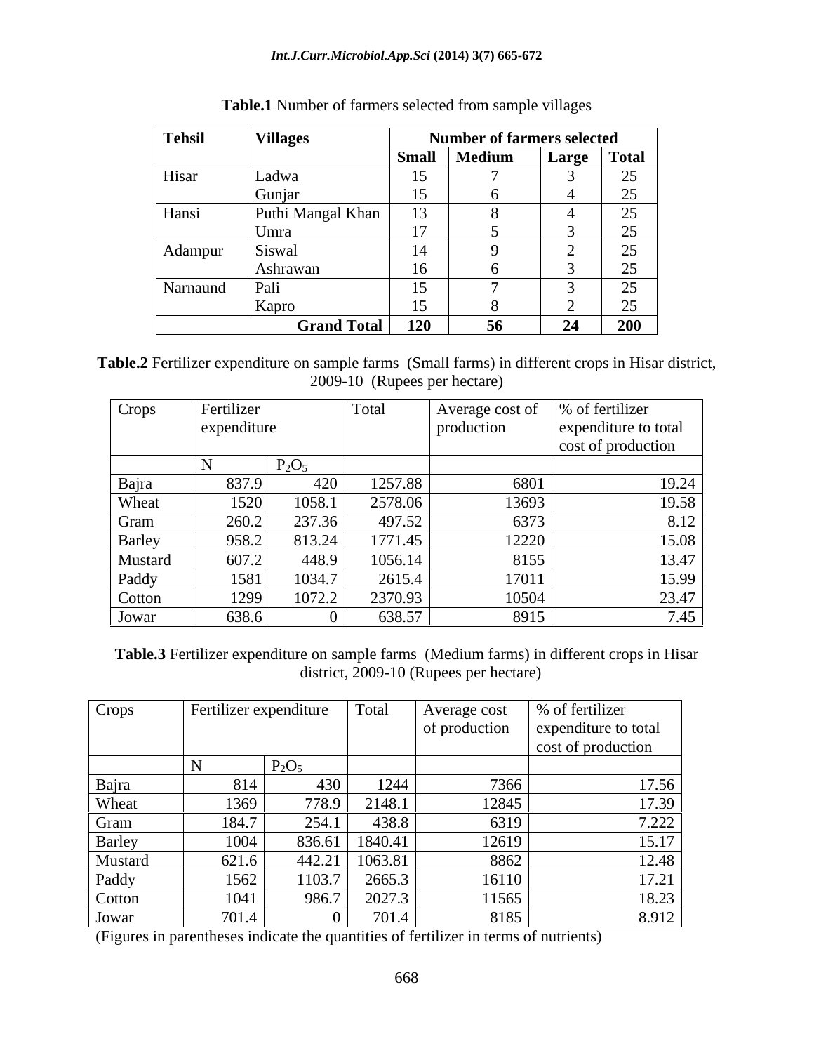**Table.1** Number of farmers selected from sample villages

| Tehsil | Villages | Number of farmers selected | | | |
|---|---|---|---|---|---|
| | | Small | Medium | Large | Total |
| Hisar | Ladwa | 15 | 7 | 3 | 25 |
| | Gunjar | 15 | 6 | 4 | 25 |
| Hansi | Puthi Mangal Khan | 13 | 8 | 4 | 25 |
| | Umra | 17 | 5 | 3 | 25 |
| Adampur | Siswal | 14 | 9 | 2 | 25 |
| | Ashrawan | 16 | 6 | 3 | 25 |
| Narnaund | Pali | 15 | 7 | 3 | 25 |
| | Kapro | 15 | 8 | 2 | 25 |
| | **Grand Total** | **120** | **56** | **24** | **200** |

**Table.2** Fertilizer expenditure on sample farms (Small farms) in different crops in Hisar district, 2009-10 (Rupees per hectare)

| Crops | Fertilizer expenditure | | Total | Average cost of production | % of fertilizer expenditure to total cost of production |
|---|---|---|---|---|---|
| | N | $P_2O_5$ | | | |
| Bajra | 837.9 | 420 | 1257.88 | 6801 | 19.24 |
| Wheat | 1520 | 1058.1 | 2578.06 | 13693 | 19.58 |
| Gram | 260.2 | 237.36 | 497.52 | 6373 | 8.12 |
| Barley | 958.2 | 813.24 | 1771.45 | 12220 | 15.08 |
| Mustard | 607.2 | 448.9 | 1056.14 | 8155 | 13.47 |
| Paddy | 1581 | 1034.7 | 2615.4 | 17011 | 15.99 |
| Cotton | 1299 | 1072.2 | 2370.93 | 10504 | 23.47 |
| Jowar | 638.6 | 0 | 638.57 | 8915 | 7.45 |

**Table.3** Fertilizer expenditure on sample farms (Medium farms) in different crops in Hisar district, 2009-10 (Rupees per hectare)

| Crops | Fertilizer expenditure | | Total | Average cost of production | % of fertilizer expenditure to total cost of production |
|---|---|---|---|---|---|
| | N | $P_2O_5$ | | | |
| Bajra | 814 | 430 | 1244 | 7366 | 17.56 |
| Wheat | 1369 | 778.9 | 2148.1 | 12845 | 17.39 |
| Gram | 184.7 | 254.1 | 438.8 | 6319 | 7.222 |
| Barley | 1004 | 836.61 | 1840.41 | 12619 | 15.17 |
| Mustard | 621.6 | 442.21 | 1063.81 | 8862 | 12.48 |
| Paddy | 1562 | 1103.7 | 2665.3 | 16110 | 17.21 |
| Cotton | 1041 | 986.7 | 2027.3 | 11565 | 18.23 |
| Jowar | 701.4 | 0 | 701.4 | 8185 | 8.912 |

(Figures in parentheses indicate the quantities of fertilizer in terms of nutrients)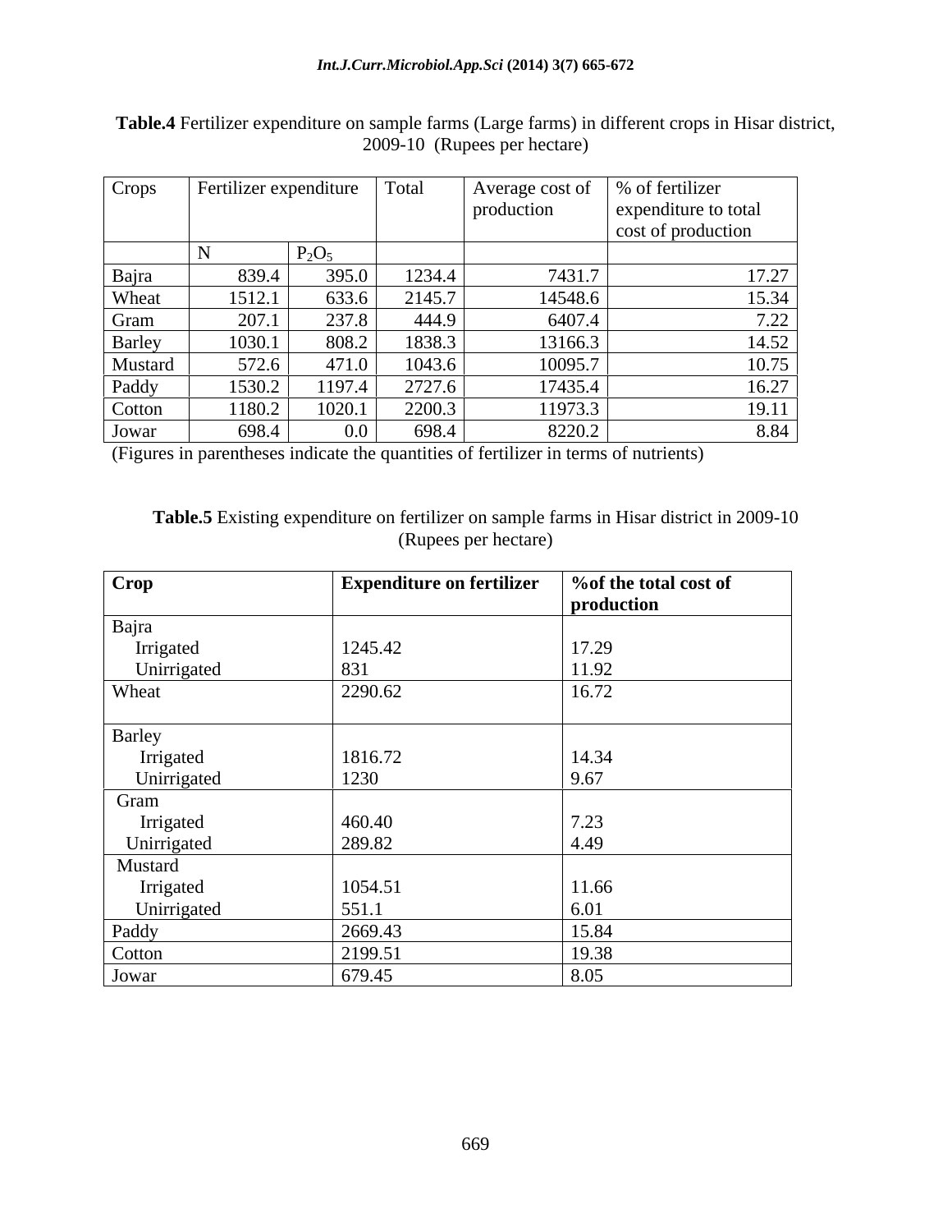**Table.4** Fertilizer expenditure on sample farms (Large farms) in different crops in Hisar district, 2009-10 (Rupees per hectare)

| Crops | Fertilizer expenditure | | Total | Average cost of production | % of fertilizer expenditure to total cost of production |
|---|---|---|---|---|---|
| | N | $P_2O_5$ | | | |
| Bajra | 839.4 | 395.0 | 1234.4 | 7431.7 | 17.27 |
| Wheat | 1512.1 | 633.6 | 2145.7 | 14548.6 | 15.34 |
| Gram | 207.1 | 237.8 | 444.9 | 6407.4 | 7.22 |
| Barley | 1030.1 | 808.2 | 1838.3 | 13166.3 | 14.52 |
| Mustard | 572.6 | 471.0 | 1043.6 | 10095.7 | 10.75 |
| Paddy | 1530.2 | 1197.4 | 2727.6 | 17435.4 | 16.27 |
| Cotton | 1180.2 | 1020.1 | 2200.3 | 11973.3 | 19.11 |
| Jowar | 698.4 | 0.0 | 698.4 | 8220.2 | 8.84 |

(Figures in parentheses indicate the quantities of fertilizer in terms of nutrients)

**Table.5** Existing expenditure on fertilizer on sample farms in Hisar district in 2009-10 (Rupees per hectare)

| Crop | Expenditure on fertilizer | %of the total cost of production |
|---|---|---|
| Bajra | | |
| Irrigated | 1245.42 | 17.29 |
| Unirrigated | 831 | 11.92 |
| Wheat | 2290.62 | 16.72 |
| Barley | | |
| Irrigated | 1816.72 | 14.34 |
| Unirrigated | 1230 | 9.67 |
| Gram | | |
| Irrigated | 460.40 | 7.23 |
| Unirrigated | 289.82 | 4.49 |
| Mustard | | |
| Irrigated | 1054.51 | 11.66 |
| Unirrigated | 551.1 | 6.01 |
| Paddy | 2669.43 | 15.84 |
| Cotton | 2199.51 | 19.38 |
| Jowar | 679.45 | 8.05 |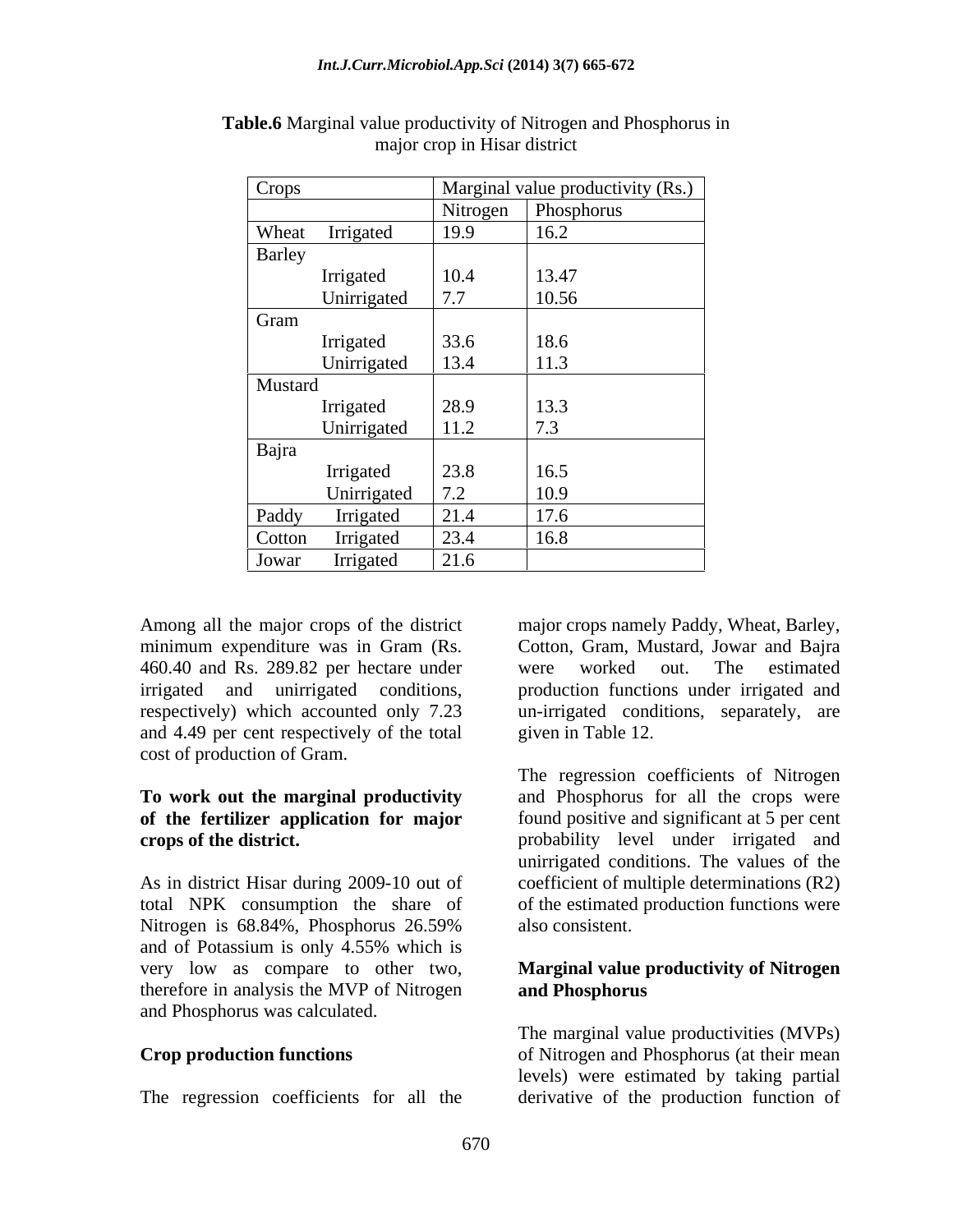**Table.6** Marginal value productivity of Nitrogen and Phosphorus in major crop in Hisar district

| Crops | Marginal value productivity (Rs.) | |
|---|---|---|
| | Nitrogen | Phosphorus |
| Wheat Irrigated | 19.9 | 16.2 |
| Barley | | |
| Irrigated | 10.4 | 13.47 |
| Unirrigated | 7.7 | 10.56 |
| Gram | | |
| Irrigated | 33.6 | 18.6 |
| Unirrigated | 13.4 | 11.3 |
| Mustard | | |
| Irrigated | 28.9 | 13.3 |
| Unirrigated | 11.2 | 7.3 |
| Bajra | | |
| Irrigated | 23.8 | 16.5 |
| Unirrigated | 7.2 | 10.9 |
| Paddy Irrigated | 21.4 | 17.6 |
| Cotton Irrigated | 23.4 | 16.8 |
| Jowar Irrigated | 21.6 | |

Among all the major crops of the district minimum expenditure was in Gram (Rs. 460.40 and Rs. 289.82 per hectare under irrigated and unirrigated conditions, respectively) which accounted only 7.23 and 4.49 per cent respectively of the total cost of production of Gram.

**To work out the marginal productivity of the fertilizer application for major crops of the district.**

As in district Hisar during 2009-10 out of total NPK consumption the share of Nitrogen is 68.84%, Phosphorus 26.59% and of Potassium is only 4.55% which is very low as compare to other two, therefore in analysis the MVP of Nitrogen and Phosphorus was calculated.

**Crop production functions**

The regression coefficients for all the major crops namely Paddy, Wheat, Barley, Cotton, Gram, Mustard, Jowar and Bajra were worked out. The estimated production functions under irrigated and un-irrigated conditions, separately, are given in Table 12.

The regression coefficients of Nitrogen and Phosphorus for all the crops were found positive and significant at 5 per cent probability level under irrigated and unirrigated conditions. The values of the coefficient of multiple determinations ($R^2$) of the estimated production functions were also consistent.

**Marginal value productivity of Nitrogen and Phosphorus**

The marginal value productivities (MVPs) of Nitrogen and Phosphorus (at their mean levels) were estimated by taking partial derivative of the production function of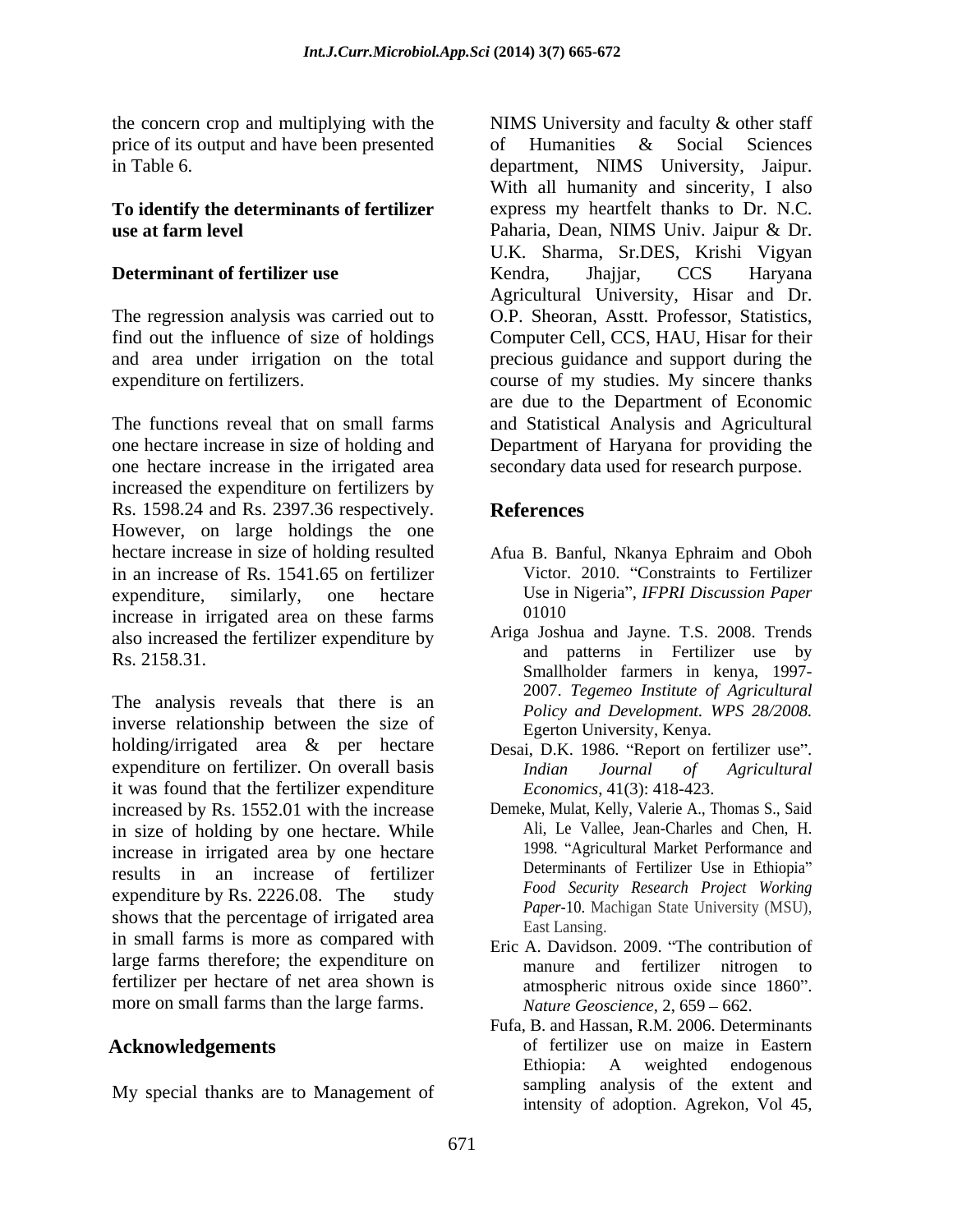the concern crop and multiplying with the price of its output and have been presented in Table 6.

**To identify the determinants of fertilizer use at farm level**

**Determinant of fertilizer use**

The regression analysis was carried out to find out the influence of size of holdings and area under irrigation on the total expenditure on fertilizers.

The functions reveal that on small farms one hectare increase in size of holding and one hectare increase in the irrigated area increased the expenditure on fertilizers by Rs. 1598.24 and Rs. 2397.36 respectively. However, on large holdings the one hectare increase in size of holding resulted in an increase of Rs. 1541.65 on fertilizer expenditure, similarly, one hectare increase in irrigated area on these farms also increased the fertilizer expenditure by Rs. 2158.31.

The analysis reveals that there is an inverse relationship between the size of holding/irrigated area & per hectare expenditure on fertilizer. On overall basis it was found that the fertilizer expenditure increased by Rs. 1552.01 with the increase in size of holding by one hectare. While increase in irrigated area by one hectare results in an increase of fertilizer expenditure by Rs. 2226.08. The study shows that the percentage of irrigated area in small farms is more as compared with large farms therefore; the expenditure on fertilizer per hectare of net area shown is more on small farms than the large farms.

## Acknowledgements

My special thanks are to Management of NIMS University and faculty & other staff of Humanities & Social Sciences department, NIMS University, Jaipur. With all humanity and sincerity, I also express my heartfelt thanks to Dr. N.C. Paharia, Dean, NIMS Univ. Jaipur & Dr. U.K. Sharma, Sr.DES, Krishi Vigyan Kendra, Jhajjar, CCS Haryana Agricultural University, Hisar and Dr. O.P. Sheoran, Asstt. Professor, Statistics, Computer Cell, CCS, HAU, Hisar for their precious guidance and support during the course of my studies. My sincere thanks are due to the Department of Economic and Statistical Analysis and Agricultural Department of Haryana for providing the secondary data used for research purpose.

## References

Afua B. Banful, Nkanya Ephraim and Oboh Victor. 2010. "Constraints to Fertilizer Use in Nigeria", *IFPRI Discussion Paper* 01010

Ariga Joshua and Jayne. T.S. 2008. Trends and patterns in Fertilizer use by Smallholder farmers in kenya, 1997-2007. *Tegemeo Institute of Agricultural Policy and Development. WPS 28/2008.* Egerton University, Kenya.

Desai, D.K. 1986. "Report on fertilizer use". *Indian Journal of Agricultural Economics*, 41(3): 418-423.

Demeke, Mulat, Kelly, Valerie A., Thomas S., Said Ali, Le Vallee, Jean-Charles and Chen, H. 1998. "Agricultural Market Performance and Determinants of Fertilizer Use in Ethiopia" *Food Security Research Project Working Paper*-10. Machigan State University (MSU), East Lansing.

Eric A. Davidson. 2009. "The contribution of manure and fertilizer nitrogen to atmospheric nitrous oxide since 1860". *Nature Geoscience*, 2, 659 – 662.

Fufa, B. and Hassan, R.M. 2006. Determinants of fertilizer use on maize in Eastern Ethiopia: A weighted endogenous sampling analysis of the extent and intensity of adoption. Agrekon, Vol 45,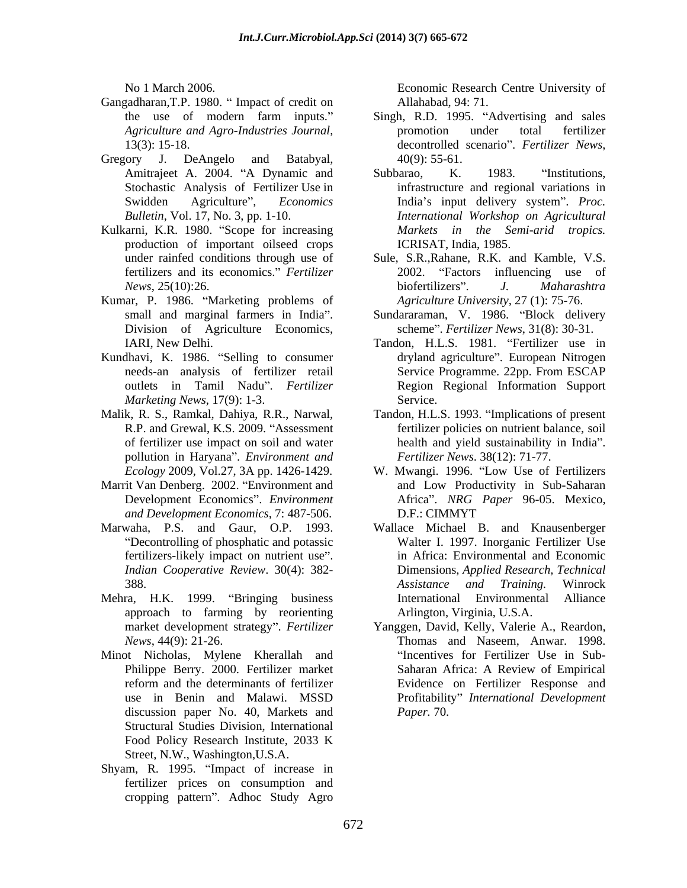No 1 March 2006.

Gangadharan,T.P. 1980. " Impact of credit on the use of modern farm inputs." *Agriculture and Agro-Industries Journal*, 13(3): 15-18.

Gregory J. DeAngelo and Batabyal, Amitrajeet A. 2004. "A Dynamic and Stochastic Analysis of Fertilizer Use in Swidden Agriculture", *Economics Bulletin*, Vol. 17, No. 3, pp. 1-10.

Kulkarni, K.R. 1980. "Scope for increasing production of important oilseed crops under rainfed conditions through use of fertilizers and its economics." *Fertilizer News*, 25(10):26.

Kumar, P. 1986. "Marketing problems of small and marginal farmers in India". Division of Agriculture Economics, IARI, New Delhi.

Kundhavi, K. 1986. "Selling to consumer needs-an analysis of fertilizer retail outlets in Tamil Nadu". *Fertilizer Marketing News*, 17(9): 1-3.

Malik, R. S., Ramkal, Dahiya, R.R., Narwal, R.P. and Grewal, K.S. 2009. "Assessment of fertilizer use impact on soil and water pollution in Haryana". *Environment and Ecology* 2009, Vol.27, 3A pp. 1426-1429.

Marrit Van Denberg. 2002. "Environment and Development Economics". *Environment and Development Economics*, 7: 487-506.

Marwaha, P.S. and Gaur, O.P. 1993. "Decontrolling of phosphatic and potassic fertilizers-likely impact on nutrient use". *Indian Cooperative Review*. 30(4): 382-388.

Mehra, H.K. 1999. "Bringing business approach to farming by reorienting market development strategy". *Fertilizer News*, 44(9): 21-26.

Minot Nicholas, Mylene Kherallah and Philippe Berry. 2000. Fertilizer market reform and the determinants of fertilizer use in Benin and Malawi. MSSD discussion paper No. 40, Markets and Structural Studies Division, International Food Policy Research Institute, 2033 K Street, N.W., Washington,U.S.A.

Shyam, R. 1995. "Impact of increase in fertilizer prices on consumption and cropping pattern". Adhoc Study Agro Economic Research Centre University of Allahabad, 94: 71.

Singh, R.D. 1995. "Advertising and sales promotion under total fertilizer decontrolled scenario". *Fertilizer News*, 40(9): 55-61.

Subbarao, K. 1983. "Institutions, infrastructure and regional variations in India's input delivery system". *Proc. International Workshop on Agricultural Markets in the Semi-arid tropics.* ICRISAT, India, 1985.

Sule, S.R.,Rahane, R.K. and Kamble, V.S. 2002. "Factors influencing use of biofertilizers". *J. Maharashtra Agriculture University*, 27 (1): 75-76.

Sundararaman, V. 1986. "Block delivery scheme". *Fertilizer News*, 31(8): 30-31.

Tandon, H.L.S. 1981. "Fertilizer use in dryland agriculture". European Nitrogen Service Programme. 22pp. From ESCAP Region Regional Information Support Service.

Tandon, H.L.S. 1993. "Implications of present fertilizer policies on nutrient balance, soil health and yield sustainability in India". *Fertilizer News*. 38(12): 71-77.

W. Mwangi. 1996. "Low Use of Fertilizers and Low Productivity in Sub-Saharan Africa". *NRG Paper* 96-05. Mexico, D.F.: CIMMYT

Wallace Michael B. and Knausenberger Walter I. 1997. Inorganic Fertilizer Use in Africa: Environmental and Economic Dimensions, *Applied Research, Technical Assistance and Training.* Winrock International Environmental Alliance Arlington, Virginia, U.S.A.

Yanggen, David, Kelly, Valerie A., Reardon, Thomas and Naseem, Anwar. 1998. "Incentives for Fertilizer Use in Sub-Saharan Africa: A Review of Empirical Evidence on Fertilizer Response and Profitability" *International Development Paper.* 70.